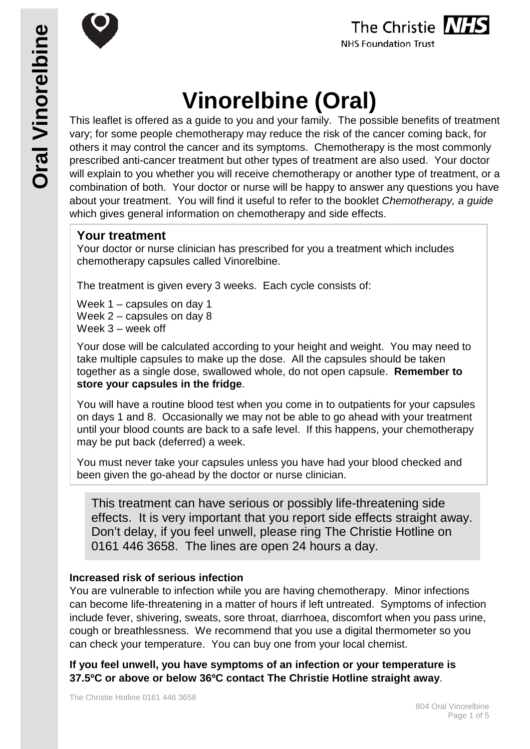# Vinorelbine (Oral)

This leaflet is offered as a guide to you and your family. The possible benefits of treatment vary; for some people chemotherapy may reduce the risk of the cancer coming back, for others it may control the cancer and its symptoms. Chemotherapy is the most commonly prescribed anti-cancer treatment but other types of treatment are also used. Your doctor will explain to you whether you will receive chemotherapy or another type of treatment, or a combination of both. Your doctor or nurse will be happy to answer any questions you have about your treatment. You will find it useful to refer to the booklet *Chemotherapy, a guide* which gives general information on chemotherapy and side effects.

## Your treatment

Your doctor or nurse clinician has prescribed for you a treatment which includes chemotherapy capsules called Vinorelbine.

The treatment is given every 3 weeks. Each cycle consists of:

Week 1 – capsules on day 1
Week 2 – capsules on day 8
Week 3 – week off

Your dose will be calculated according to your height and weight. You may need to take multiple capsules to make up the dose. All the capsules should be taken together as a single dose, swallowed whole, do not open capsule. **Remember to store your capsules in the fridge**.

You will have a routine blood test when you come in to outpatients for your capsules on days 1 and 8. Occasionally we may not be able to go ahead with your treatment until your blood counts are back to a safe level. If this happens, your chemotherapy may be put back (deferred) a week.

You must never take your capsules unless you have had your blood checked and been given the go-ahead by the doctor or nurse clinician.

This treatment can have serious or possibly life-threatening side effects. It is very important that you report side effects straight away. Don't delay, if you feel unwell, please ring The Christie Hotline on 0161 446 3658. The lines are open 24 hours a day.

### Increased risk of serious infection

You are vulnerable to infection while you are having chemotherapy. Minor infections can become life-threatening in a matter of hours if left untreated. Symptoms of infection include fever, shivering, sweats, sore throat, diarrhoea, discomfort when you pass urine, cough or breathlessness. We recommend that you use a digital thermometer so you can check your temperature. You can buy one from your local chemist.

**If you feel unwell, you have symptoms of an infection or your temperature is 37.5ºC or above or below 36ºC contact The Christie Hotline straight away**.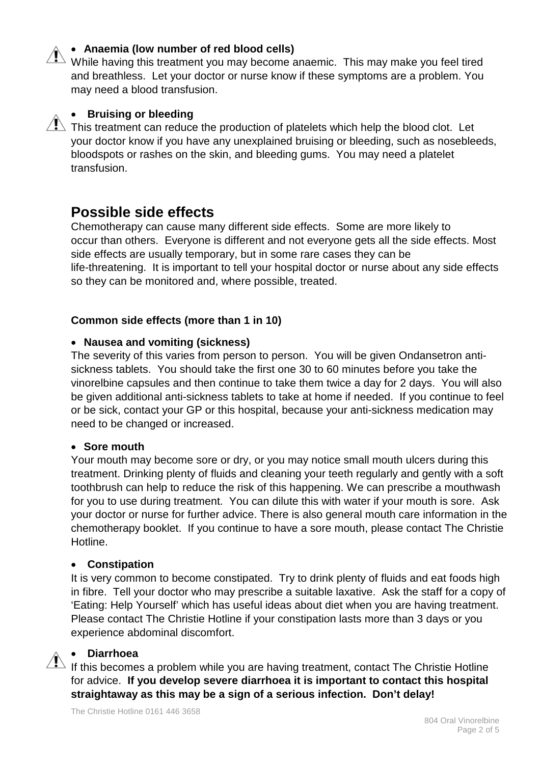- **Anaemia (low number of red blood cells)**

While having this treatment you may become anaemic. This may make you feel tired and breathless. Let your doctor or nurse know if these symptoms are a problem. You may need a blood transfusion.

- **Bruising or bleeding**

This treatment can reduce the production of platelets which help the blood clot. Let your doctor know if you have any unexplained bruising or bleeding, such as nosebleeds, bloodspots or rashes on the skin, and bleeding gums. You may need a platelet transfusion.

## Possible side effects

Chemotherapy can cause many different side effects. Some are more likely to occur than others. Everyone is different and not everyone gets all the side effects. Most side effects are usually temporary, but in some rare cases they can be life-threatening. It is important to tell your hospital doctor or nurse about any side effects so they can be monitored and, where possible, treated.

### Common side effects (more than 1 in 10)

- **Nausea and vomiting (sickness)**

The severity of this varies from person to person. You will be given Ondansetron anti-sickness tablets. You should take the first one 30 to 60 minutes before you take the vinorelbine capsules and then continue to take them twice a day for 2 days. You will also be given additional anti-sickness tablets to take at home if needed. If you continue to feel or be sick, contact your GP or this hospital, because your anti-sickness medication may need to be changed or increased.

- **Sore mouth**

Your mouth may become sore or dry, or you may notice small mouth ulcers during this treatment. Drinking plenty of fluids and cleaning your teeth regularly and gently with a soft toothbrush can help to reduce the risk of this happening. We can prescribe a mouthwash for you to use during treatment. You can dilute this with water if your mouth is sore. Ask your doctor or nurse for further advice. There is also general mouth care information in the chemotherapy booklet. If you continue to have a sore mouth, please contact The Christie Hotline.

- **Constipation**

It is very common to become constipated. Try to drink plenty of fluids and eat foods high in fibre. Tell your doctor who may prescribe a suitable laxative. Ask the staff for a copy of 'Eating: Help Yourself' which has useful ideas about diet when you are having treatment. Please contact The Christie Hotline if your constipation lasts more than 3 days or you experience abdominal discomfort.

- **Diarrhoea**

If this becomes a problem while you are having treatment, contact The Christie Hotline for advice. **If you develop severe diarrhoea it is important to contact this hospital straightaway as this may be a sign of a serious infection. Don't delay!**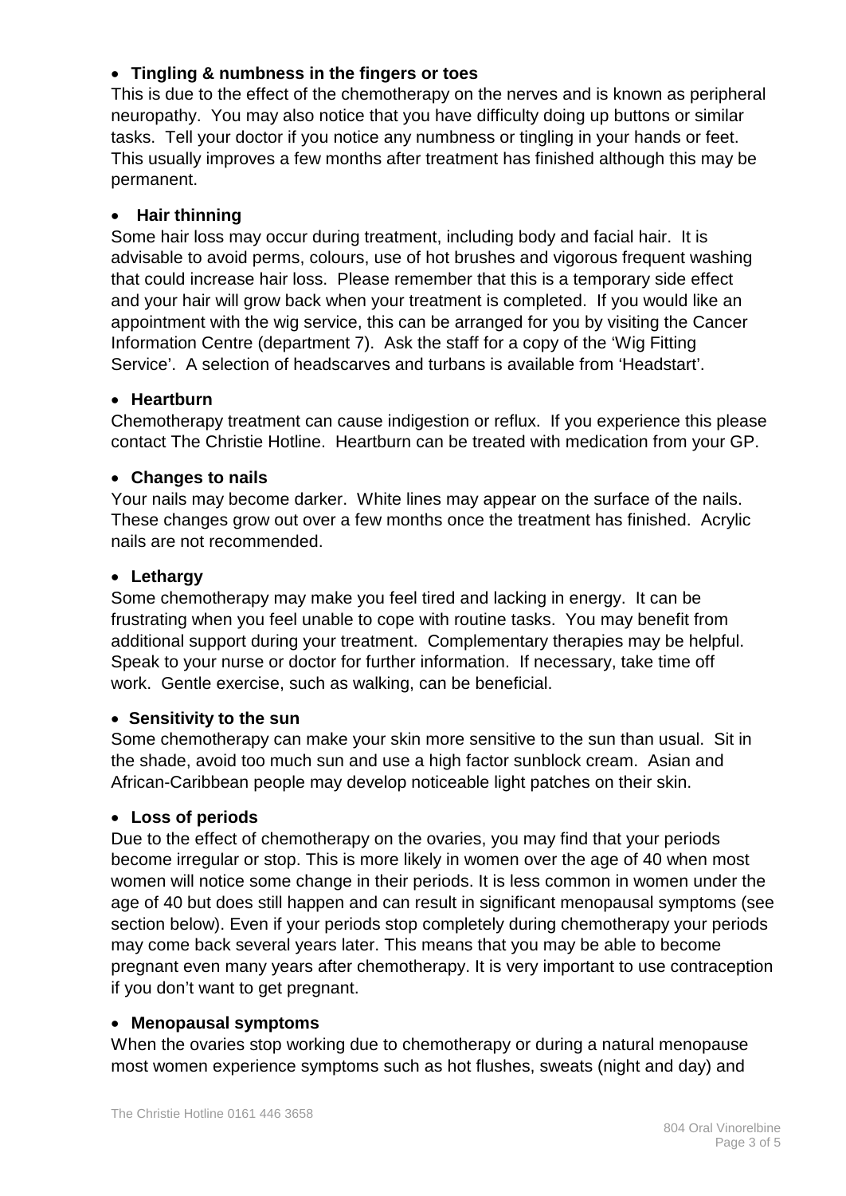- **Tingling & numbness in the fingers or toes**

This is due to the effect of the chemotherapy on the nerves and is known as peripheral neuropathy. You may also notice that you have difficulty doing up buttons or similar tasks. Tell your doctor if you notice any numbness or tingling in your hands or feet. This usually improves a few months after treatment has finished although this may be permanent.

- **Hair thinning**

Some hair loss may occur during treatment, including body and facial hair. It is advisable to avoid perms, colours, use of hot brushes and vigorous frequent washing that could increase hair loss. Please remember that this is a temporary side effect and your hair will grow back when your treatment is completed. If you would like an appointment with the wig service, this can be arranged for you by visiting the Cancer Information Centre (department 7). Ask the staff for a copy of the 'Wig Fitting Service'. A selection of headscarves and turbans is available from 'Headstart'.

- **Heartburn**

Chemotherapy treatment can cause indigestion or reflux. If you experience this please contact The Christie Hotline. Heartburn can be treated with medication from your GP.

- **Changes to nails**

Your nails may become darker. White lines may appear on the surface of the nails. These changes grow out over a few months once the treatment has finished. Acrylic nails are not recommended.

- **Lethargy**

Some chemotherapy may make you feel tired and lacking in energy. It can be frustrating when you feel unable to cope with routine tasks. You may benefit from additional support during your treatment. Complementary therapies may be helpful. Speak to your nurse or doctor for further information. If necessary, take time off work. Gentle exercise, such as walking, can be beneficial.

- **Sensitivity to the sun**

Some chemotherapy can make your skin more sensitive to the sun than usual. Sit in the shade, avoid too much sun and use a high factor sunblock cream. Asian and African-Caribbean people may develop noticeable light patches on their skin.

- **Loss of periods**

Due to the effect of chemotherapy on the ovaries, you may find that your periods become irregular or stop. This is more likely in women over the age of 40 when most women will notice some change in their periods. It is less common in women under the age of 40 but does still happen and can result in significant menopausal symptoms (see section below). Even if your periods stop completely during chemotherapy your periods may come back several years later. This means that you may be able to become pregnant even many years after chemotherapy. It is very important to use contraception if you don't want to get pregnant.

- **Menopausal symptoms**

When the ovaries stop working due to chemotherapy or during a natural menopause most women experience symptoms such as hot flushes, sweats (night and day) and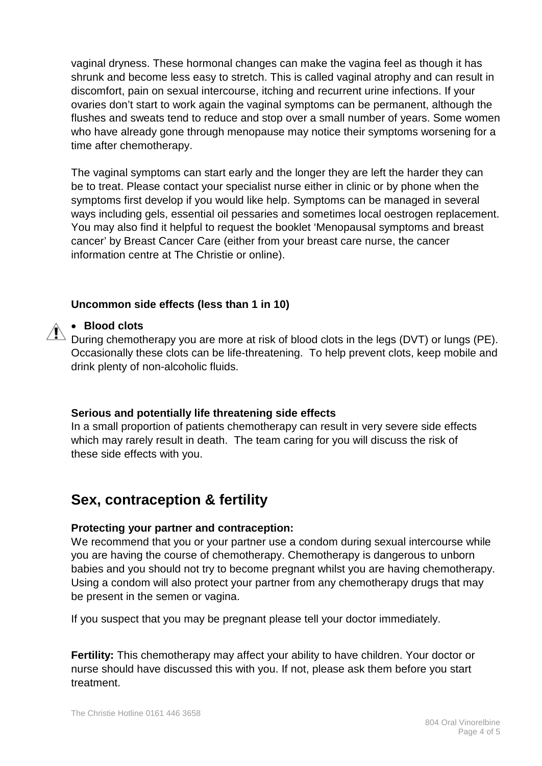vaginal dryness. These hormonal changes can make the vagina feel as though it has shrunk and become less easy to stretch. This is called vaginal atrophy and can result in discomfort, pain on sexual intercourse, itching and recurrent urine infections. If your ovaries don't start to work again the vaginal symptoms can be permanent, although the flushes and sweats tend to reduce and stop over a small number of years. Some women who have already gone through menopause may notice their symptoms worsening for a time after chemotherapy.

The vaginal symptoms can start early and the longer they are left the harder they can be to treat. Please contact your specialist nurse either in clinic or by phone when the symptoms first develop if you would like help. Symptoms can be managed in several ways including gels, essential oil pessaries and sometimes local oestrogen replacement. You may also find it helpful to request the booklet 'Menopausal symptoms and breast cancer' by Breast Cancer Care (either from your breast care nurse, the cancer information centre at The Christie or online).

**Uncommon side effects (less than 1 in 10)**

- **Blood clots**

During chemotherapy you are more at risk of blood clots in the legs (DVT) or lungs (PE). Occasionally these clots can be life-threatening. To help prevent clots, keep mobile and drink plenty of non-alcoholic fluids.

**Serious and potentially life threatening side effects**

In a small proportion of patients chemotherapy can result in very severe side effects which may rarely result in death. The team caring for you will discuss the risk of these side effects with you.

## Sex, contraception & fertility

**Protecting your partner and contraception:**

We recommend that you or your partner use a condom during sexual intercourse while you are having the course of chemotherapy. Chemotherapy is dangerous to unborn babies and you should not try to become pregnant whilst you are having chemotherapy. Using a condom will also protect your partner from any chemotherapy drugs that may be present in the semen or vagina.

If you suspect that you may be pregnant please tell your doctor immediately.

**Fertility:** This chemotherapy may affect your ability to have children. Your doctor or nurse should have discussed this with you. If not, please ask them before you start treatment.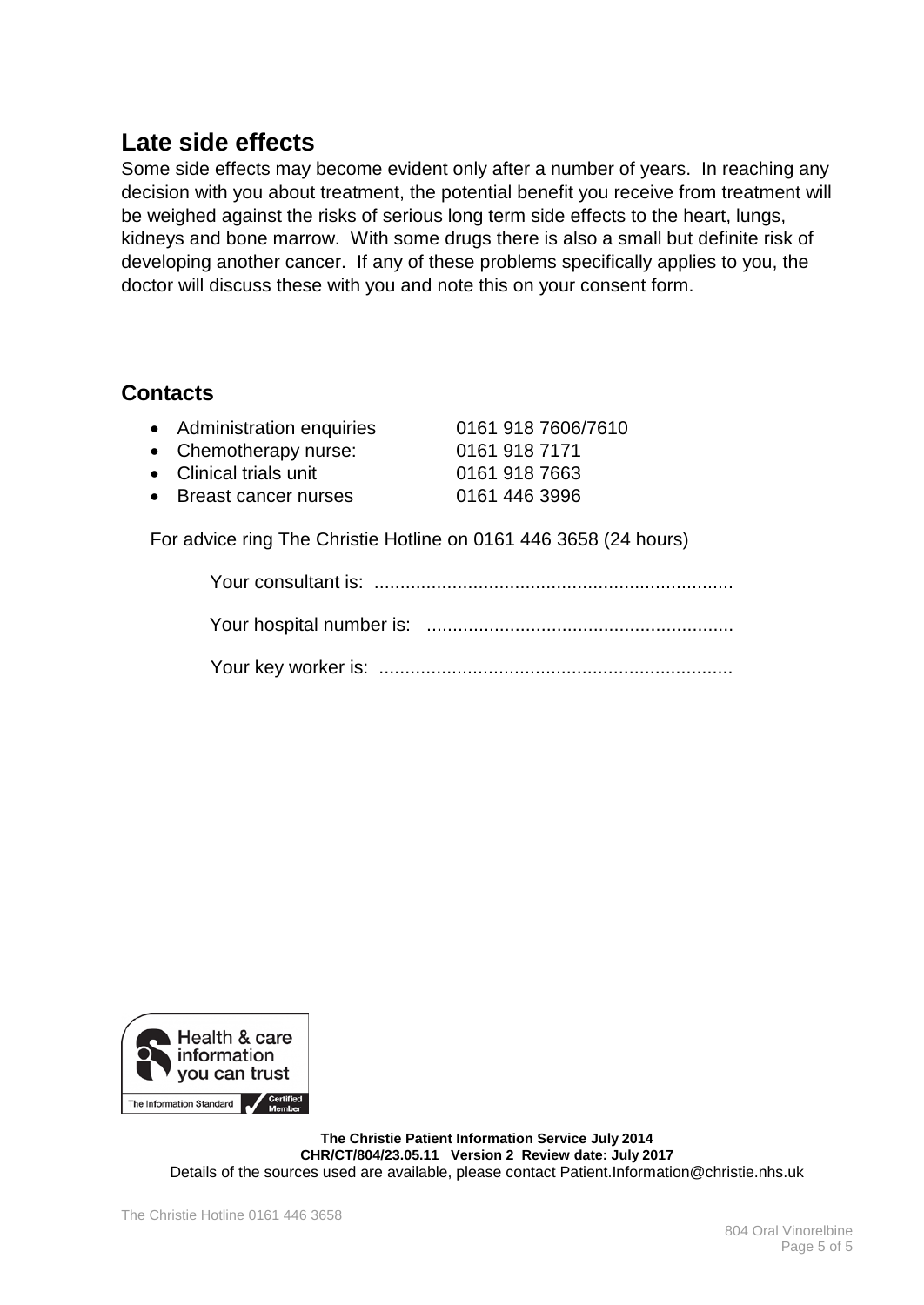## Late side effects

Some side effects may become evident only after a number of years. In reaching any decision with you about treatment, the potential benefit you receive from treatment will be weighed against the risks of serious long term side effects to the heart, lungs, kidneys and bone marrow. With some drugs there is also a small but definite risk of developing another cancer. If any of these problems specifically applies to you, the doctor will discuss these with you and note this on your consent form.

## Contacts

- Administration enquiries 0161 918 7606/7610
- Chemotherapy nurse: 0161 918 7171
- Clinical trials unit 0161 918 7663
- Breast cancer nurses 0161 446 3996

For advice ring The Christie Hotline on 0161 446 3658 (24 hours)

Your consultant is: ....................................................................

Your hospital number is: ...........................................................

Your key worker is: ....................................................................

Health & care information you can trust
The Information Standard Certified Member

**The Christie Patient Information Service July 2014**
**CHR/CT/804/23.05.11 Version 2 Review date: July 2017**
Details of the sources used are available, please contact Patient.Information@christie.nhs.uk